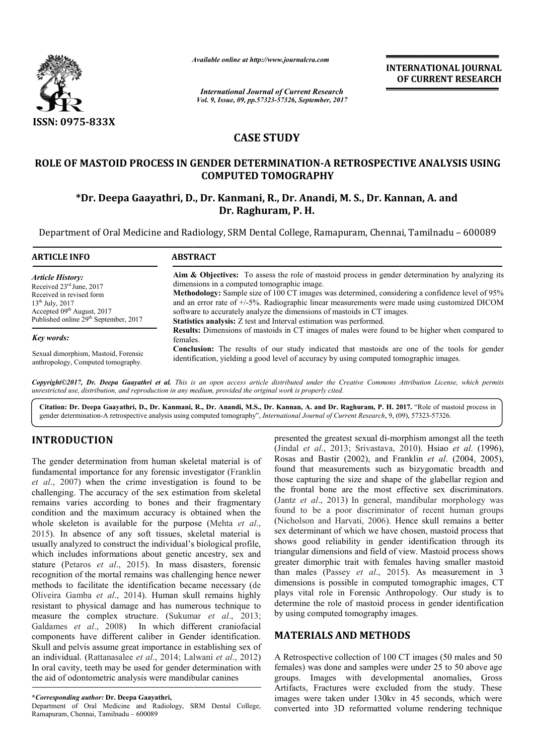ISSN: 0975-833X

*Available online at http://www.journalcra.com*

*International Journal of Current Research*
*Vol. 9, Issue, 09, pp.57323-57326, September, 2017*

**INTERNATIONAL JOURNAL OF CURRENT RESEARCH**

# CASE STUDY

# ROLE OF MASTOID PROCESS IN GENDER DETERMINATION-A RETROSPECTIVE ANALYSIS USING COMPUTED TOMOGRAPHY

**\*Dr. Deepa Gaayathri, D., Dr. Kanmani, R., Dr. Anandi, M. S., Dr. Kannan, A. and Dr. Raghuram, P. H.**

Department of Oral Medicine and Radiology, SRM Dental College, Ramapuram, Chennai, Tamilnadu – 600089

**ARTICLE INFO**

*Article History:*
Received 23rd June, 2017
Received in revised form
13th July, 2017
Accepted 09th August, 2017
Published online 29th September, 2017

*Key words:*
Sexual dimorphism, Mastoid, Forensic anthropology, Computed tomography.

**ABSTRACT**

**Aim & Objectives:** To assess the role of mastoid process in gender determination by analyzing its dimensions in a computed tomographic image.

**Methodology:** Sample size of 100 CT images was determined, considering a confidence level of 95% and an error rate of +/-5%. Radiographic linear measurements were made using customized DICOM software to accurately analyze the dimensions of mastoids in CT images.

**Statistics analysis:** Z test and Interval estimation was performed.

**Results:** Dimensions of mastoids in CT images of males were found to be higher when compared to females.

**Conclusion:** The results of our study indicated that mastoids are one of the tools for gender identification, yielding a good level of accuracy by using computed tomographic images.

*Copyright©2017, Dr. Deepa Gaayathri et al. This is an open access article distributed under the Creative Commons Attribution License, which permits unrestricted use, distribution, and reproduction in any medium, provided the original work is properly cited.*

**Citation: Dr. Deepa Gaayathri, D., Dr. Kanmani, R., Dr. Anandi, M.S., Dr. Kannan, A. and Dr. Raghuram, P. H. 2017.** "Role of mastoid process in gender determination-A retrospective analysis using computed tomography", *International Journal of Current Research*, 9, (09), 57323-57326.

## INTRODUCTION

The gender determination from human skeletal material is of fundamental importance for any forensic investigator (Franklin *et al*., 2007) when the crime investigation is found to be challenging. The accuracy of the sex estimation from skeletal remains varies according to bones and their fragmentary condition and the maximum accuracy is obtained when the whole skeleton is available for the purpose (Mehta *et al*., 2015). In absence of any soft tissues, skeletal material is usually analyzed to construct the individual's biological profile, which includes informations about genetic ancestry, sex and stature (Petaros *et al*., 2015). In mass disasters, forensic recognition of the mortal remains was challenging hence newer methods to facilitate the identification became necessary (de Oliveira Gamba *et al*., 2014). Human skull remains highly resistant to physical damage and has numerous technique to measure the complex structure. (Sukumar *et al*., 2013; Galdames *et al*., 2008) In which different craniofacial components have different caliber in Gender identification. Skull and pelvis assume great importance in establishing sex of an individual. (Rattanasalee *et al*., 2014; Lalwani *et al*., 2012) In oral cavity, teeth may be used for gender determination with the aid of odontometric analysis were mandibular canines presented the greatest sexual di-morphism amongst all the teeth (Jindal *et al*., 2013; Srivastava, 2010). Hsiao *et al*. (1996), Rosas and Bastir (2002), and Franklin *et al*. (2004, 2005), found that measurements such as bizygomatic breadth and those capturing the size and shape of the glabellar region and the frontal bone are the most effective sex discriminators. (Jantz *et al*., 2013) In general, mandibular morphology was found to be a poor discriminator of recent human groups (Nicholson and Harvati, 2006). Hence skull remains a better sex determinant of which we have chosen, mastoid process that shows good reliability in gender identification through its triangular dimensions and field of view. Mastoid process shows greater dimorphic trait with females having smaller mastoid than males (Passey *et al*., 2015). As measurement in 3 dimensions is possible in computed tomographic images, CT plays vital role in Forensic Anthropology. Our study is to determine the role of mastoid process in gender identification by using computed tomography images.

## MATERIALS AND METHODS

A Retrospective collection of 100 CT images (50 males and 50 females) was done and samples were under 25 to 50 above age groups. Images with developmental anomalies, Gross Artifacts, Fractures were excluded from the study. These images were taken under 130kv in 45 seconds, which were converted into 3D reformatted volume rendering technique

**\*Corresponding author: Dr. Deepa Gaayathri,**
Department of Oral Medicine and Radiology, SRM Dental College, Ramapuram, Chennai, Tamilnadu – 600089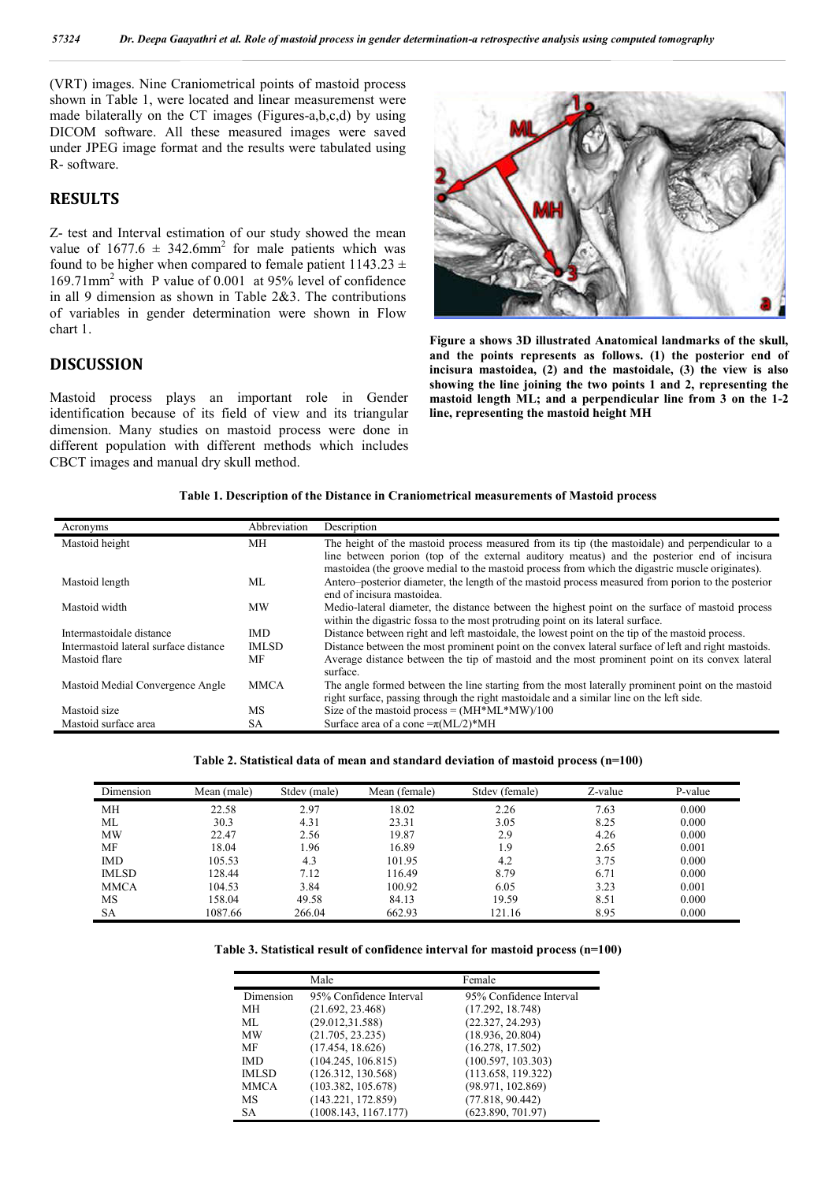(VRT) images. Nine Craniometrical points of mastoid process shown in Table 1, were located and linear measuremenst were made bilaterally on the CT images (Figures-a,b,c,d) by using DICOM software. All these measured images were saved under JPEG image format and the results were tabulated using R- software.

## RESULTS

Z- test and Interval estimation of our study showed the mean value of $1677.6 \pm 342.6mm^2$ for male patients which was found to be higher when compared to female patient $1143.23 \pm 169.71mm^2$ with P value of 0.001 at 95% level of confidence in all 9 dimension as shown in Table 2&3. The contributions of variables in gender determination were shown in Flow chart 1.

## DISCUSSION

Mastoid process plays an important role in Gender identification because of its field of view and its triangular dimension. Many studies on mastoid process were done in different population with different methods which includes CBCT images and manual dry skull method.

**Figure a shows 3D illustrated Anatomical landmarks of the skull, and the points represents as follows. (1) the posterior end of incisura mastoidea, (2) and the mastoidale, (3) the view is also showing the line joining the two points 1 and 2, representing the mastoid length ML; and a perpendicular line from 3 on the 1-2 line, representing the mastoid height MH**

**Table 1. Description of the Distance in Craniometrical measurements of Mastoid process**

| Acronyms | Abbreviation | Description |
|---|---|---|
| Mastoid height | MH | The height of the mastoid process measured from its tip (the mastoidale) and perpendicular to a line between porion (top of the external auditory meatus) and the posterior end of incisura mastoidea (the groove medial to the mastoid process from which the digastric muscle originates). |
| Mastoid length | ML | Antero–posterior diameter, the length of the mastoid process measured from porion to the posterior end of incisura mastoidea. |
| Mastoid width | MW | Medio-lateral diameter, the distance between the highest point on the surface of mastoid process within the digastric fossa to the most protruding point on its lateral surface. |
| Intermastoidale distance | IMD | Distance between right and left mastoidale, the lowest point on the tip of the mastoid process. |
| Intermastoid lateral surface distance | IMLSD | Distance between the most prominent point on the convex lateral surface of left and right mastoids. |
| Mastoid flare | MF | Average distance between the tip of mastoid and the most prominent point on its convex lateral surface. |
| Mastoid Medial Convergence Angle | MMCA | The angle formed between the line starting from the most laterally prominent point on the mastoid right surface, passing through the right mastoidale and a similar line on the left side. |
| Mastoid size | MS | Size of the mastoid process = (MH*ML*MW)/100 |
| Mastoid surface area | SA | Surface area of a cone $=\pi(ML/2)*MH$ |

**Table 2. Statistical data of mean and standard deviation of mastoid process (n=100)**

| Dimension | Mean (male) | Stdev (male) | Mean (female) | Stdev (female) | Z-value | P-value |
|---|---|---|---|---|---|---|
| MH | 22.58 | 2.97 | 18.02 | 2.26 | 7.63 | 0.000 |
| ML | 30.3 | 4.31 | 23.31 | 3.05 | 8.25 | 0.000 |
| MW | 22.47 | 2.56 | 19.87 | 2.9 | 4.26 | 0.000 |
| MF | 18.04 | 1.96 | 16.89 | 1.9 | 2.65 | 0.001 |
| IMD | 105.53 | 4.3 | 101.95 | 4.2 | 3.75 | 0.000 |
| IMLSD | 128.44 | 7.12 | 116.49 | 8.79 | 6.71 | 0.000 |
| MMCA | 104.53 | 3.84 | 100.92 | 6.05 | 3.23 | 0.001 |
| MS | 158.04 | 49.58 | 84.13 | 19.59 | 8.51 | 0.000 |
| SA | 1087.66 | 266.04 | 662.93 | 121.16 | 8.95 | 0.000 |

**Table 3. Statistical result of confidence interval for mastoid process (n=100)**

| | Male | Female |
|---|---|---|
| Dimension | 95% Confidence Interval | 95% Confidence Interval |
| MH | (21.692, 23.468) | (17.292, 18.748) |
| ML | (29.012,31.588) | (22.327, 24.293) |
| MW | (21.705, 23.235) | (18.936, 20.804) |
| MF | (17.454, 18.626) | (16.278, 17.502) |
| IMD | (104.245, 106.815) | (100.597, 103.303) |
| IMLSD | (126.312, 130.568) | (113.658, 119.322) |
| MMCA | (103.382, 105.678) | (98.971, 102.869) |
| MS | (143.221, 172.859) | (77.818, 90.442) |
| SA | (1008.143, 1167.177) | (623.890, 701.97) |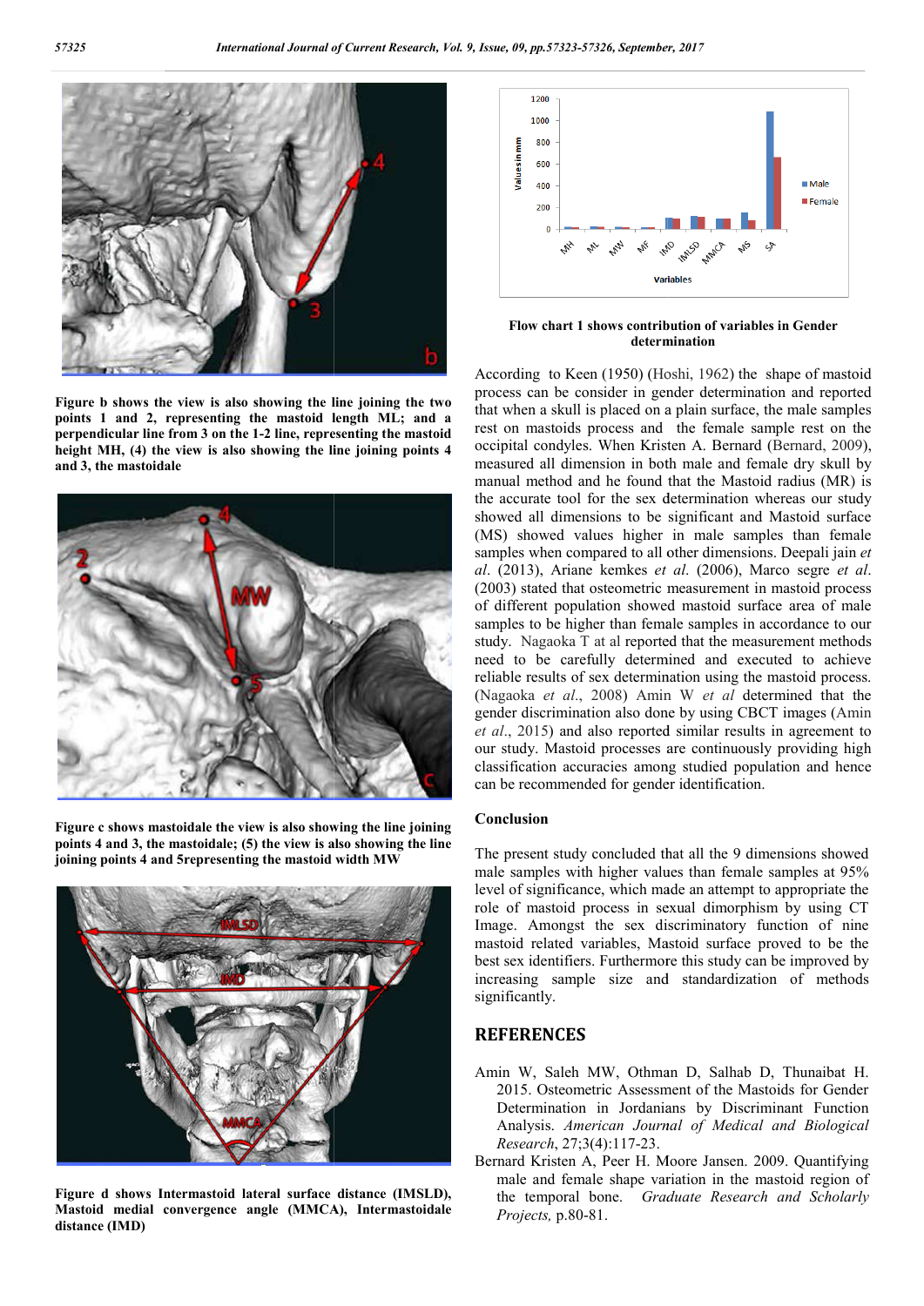Figure b shows the view is also showing the line joining the two points 1 and 2, representing the mastoid length ML; and a perpendicular line from 3 on the 1-2 line, representing the mastoid height MH, (4) the view is also showing the line joining points 4 and 3, the mastoidale

Figure c shows mastoidale the view is also showing the line joining points 4 and 3, the mastoidale; (5) the view is also showing the line joining points 4 and 5representing the mastoid width MW

Figure d shows Intermastoid lateral surface distance (IMSLD), Mastoid medial convergence angle (MMCA), Intermastoidale distance (IMD)

**Flow chart 1 shows contribution of variables in Gender determination**

According to Keen (1950) (Hoshi, 1962) the shape of mastoid process can be consider in gender determination and reported that when a skull is placed on a plain surface, the male samples rest on mastoids process and the female sample rest on the occipital condyles. When Kristen A. Bernard (Bernard, 2009), measured all dimension in both male and female dry skull by manual method and he found that the Mastoid radius (MR) is the accurate tool for the sex determination whereas our study showed all dimensions to be significant and Mastoid surface (MS) showed values higher in male samples than female samples when compared to all other dimensions. Deepali jain *et al*. (2013), Ariane kemkes *et al*. (2006), Marco segre *et al*. (2003) stated that osteometric measurement in mastoid process of different population showed mastoid surface area of male samples to be higher than female samples in accordance to our study. Nagaoka T at al reported that the measurement methods need to be carefully determined and executed to achieve reliable results of sex determination using the mastoid process. (Nagaoka *et al*., 2008) Amin W *et al* determined that the gender discrimination also done by using CBCT images (Amin *et al*., 2015) and also reported similar results in agreement to our study. Mastoid processes are continuously providing high classification accuracies among studied population and hence can be recommended for gender identification.

## Conclusion

The present study concluded that all the 9 dimensions showed male samples with higher values than female samples at 95% level of significance, which made an attempt to appropriate the role of mastoid process in sexual dimorphism by using CT Image. Amongst the sex discriminatory function of nine mastoid related variables, Mastoid surface proved to be the best sex identifiers. Furthermore this study can be improved by increasing sample size and standardization of methods significantly.

## REFERENCES

Amin W, Saleh MW, Othman D, Salhab D, Thunaibat H. 2015. Osteometric Assessment of the Mastoids for Gender Determination in Jordanians by Discriminant Function Analysis. *American Journal of Medical and Biological Research*, 27;3(4):117-23.

Bernard Kristen A, Peer H. Moore Jansen. 2009. Quantifying male and female shape variation in the mastoid region of the temporal bone. *Graduate Research and Scholarly Projects,* p.80-81.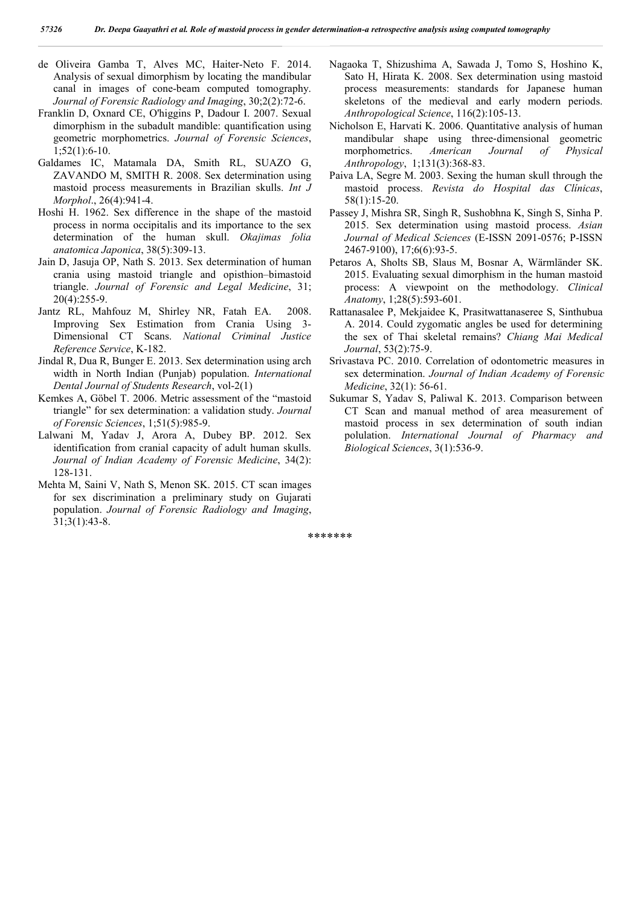de Oliveira Gamba T, Alves MC, Haiter-Neto F. 2014. Analysis of sexual dimorphism by locating the mandibular canal in images of cone-beam computed tomography. *Journal of Forensic Radiology and Imaging*, 30;2(2):72-6.

Franklin D, Oxnard CE, O'higgins P, Dadour I. 2007. Sexual dimorphism in the subadult mandible: quantification using geometric morphometrics. *Journal of Forensic Sciences*, 1;52(1):6-10.

Galdames IC, Matamala DA, Smith RL, SUAZO G, ZAVANDO M, SMITH R. 2008. Sex determination using mastoid process measurements in Brazilian skulls. *Int J Morphol*., 26(4):941-4.

Hoshi H. 1962. Sex difference in the shape of the mastoid process in norma occipitalis and its importance to the sex determination of the human skull. *Okajimas folia anatomica Japonica*, 38(5):309-13.

Jain D, Jasuja OP, Nath S. 2013. Sex determination of human crania using mastoid triangle and opisthion–bimastoid triangle. *Journal of Forensic and Legal Medicine*, 31; 20(4):255-9.

Jantz RL, Mahfouz M, Shirley NR, Fatah EA. 2008. Improving Sex Estimation from Crania Using 3-Dimensional CT Scans. *National Criminal Justice Reference Service*, K-182.

Jindal R, Dua R, Bunger E. 2013. Sex determination using arch width in North Indian (Punjab) population. *International Dental Journal of Students Research*, vol-2(1)

Kemkes A, Göbel T. 2006. Metric assessment of the "mastoid triangle" for sex determination: a validation study. *Journal of Forensic Sciences*, 1;51(5):985-9.

Lalwani M, Yadav J, Arora A, Dubey BP. 2012. Sex identification from cranial capacity of adult human skulls. *Journal of Indian Academy of Forensic Medicine*, 34(2): 128-131.

Mehta M, Saini V, Nath S, Menon SK. 2015. CT scan images for sex discrimination a preliminary study on Gujarati population. *Journal of Forensic Radiology and Imaging*, 31;3(1):43-8.

Nagaoka T, Shizushima A, Sawada J, Tomo S, Hoshino K, Sato H, Hirata K. 2008. Sex determination using mastoid process measurements: standards for Japanese human skeletons of the medieval and early modern periods. *Anthropological Science*, 116(2):105-13.

Nicholson E, Harvati K. 2006. Quantitative analysis of human mandibular shape using three-dimensional geometric morphometrics. *American Journal of Physical Anthropology*, 1;131(3):368-83.

Paiva LA, Segre M. 2003. Sexing the human skull through the mastoid process. *Revista do Hospital das Clínicas*, 58(1):15-20.

Passey J, Mishra SR, Singh R, Sushobhna K, Singh S, Sinha P. 2015. Sex determination using mastoid process. *Asian Journal of Medical Sciences* (E-ISSN 2091-0576; P-ISSN 2467-9100), 17;6(6):93-5.

Petaros A, Sholts SB, Slaus M, Bosnar A, Wärmländer SK. 2015. Evaluating sexual dimorphism in the human mastoid process: A viewpoint on the methodology. *Clinical Anatomy*, 1;28(5):593-601.

Rattanasalee P, Mekjaidee K, Prasitwattanaseree S, Sinthubua A. 2014. Could zygomatic angles be used for determining the sex of Thai skeletal remains? *Chiang Mai Medical Journal*, 53(2):75-9.

Srivastava PC. 2010. Correlation of odontometric measures in sex determination. *Journal of Indian Academy of Forensic Medicine*, 32(1): 56-61.

Sukumar S, Yadav S, Paliwal K. 2013. Comparison between CT Scan and manual method of area measurement of mastoid process in sex determination of south indian polulation. *International Journal of Pharmacy and Biological Sciences*, 3(1):536-9.

\*\*\*\*\*\*\*